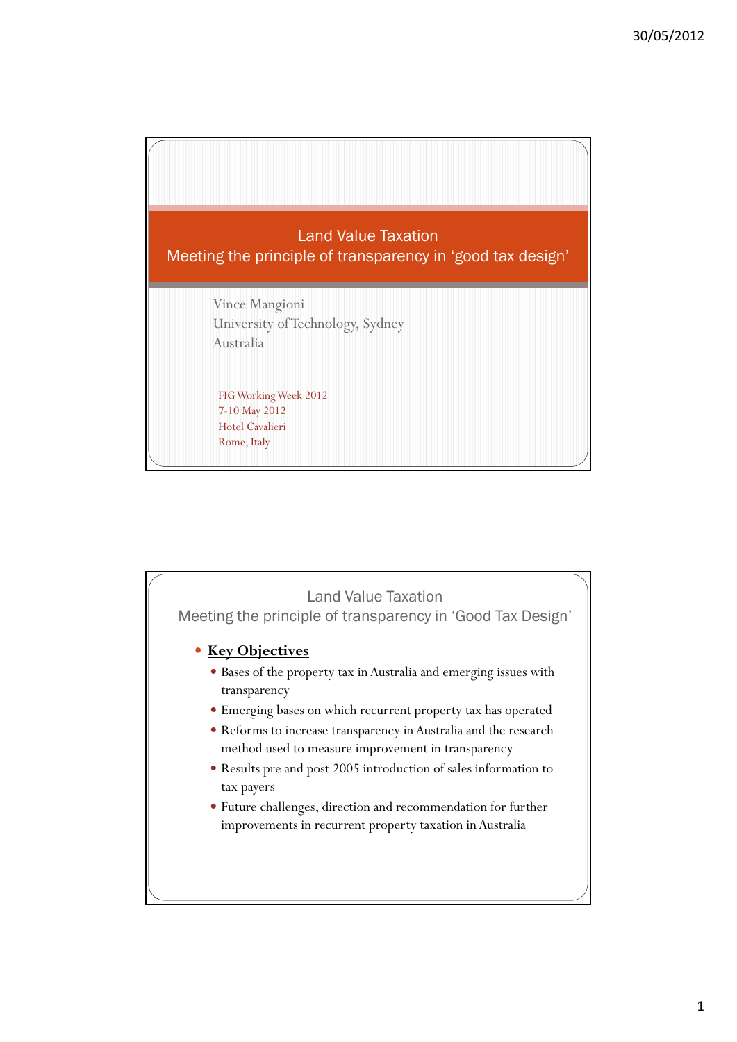# Land Value Taxation
## Meeting the principle of transparency in 'good tax design'

Vince Mangioni
University of Technology, Sydney
Australia

FIG Working Week 2012
7-10 May 2012
Hotel Cavalieri
Rome, Italy

---

# Land Value Taxation
## Meeting the principle of transparency in 'Good Tax Design'

- **Key Objectives**
  - Bases of the property tax in Australia and emerging issues with transparency
  - Emerging bases on which recurrent property tax has operated
  - Reforms to increase transparency in Australia and the research method used to measure improvement in transparency
  - Results pre and post 2005 introduction of sales information to tax payers
  - Future challenges, direction and recommendation for further improvements in recurrent property taxation in Australia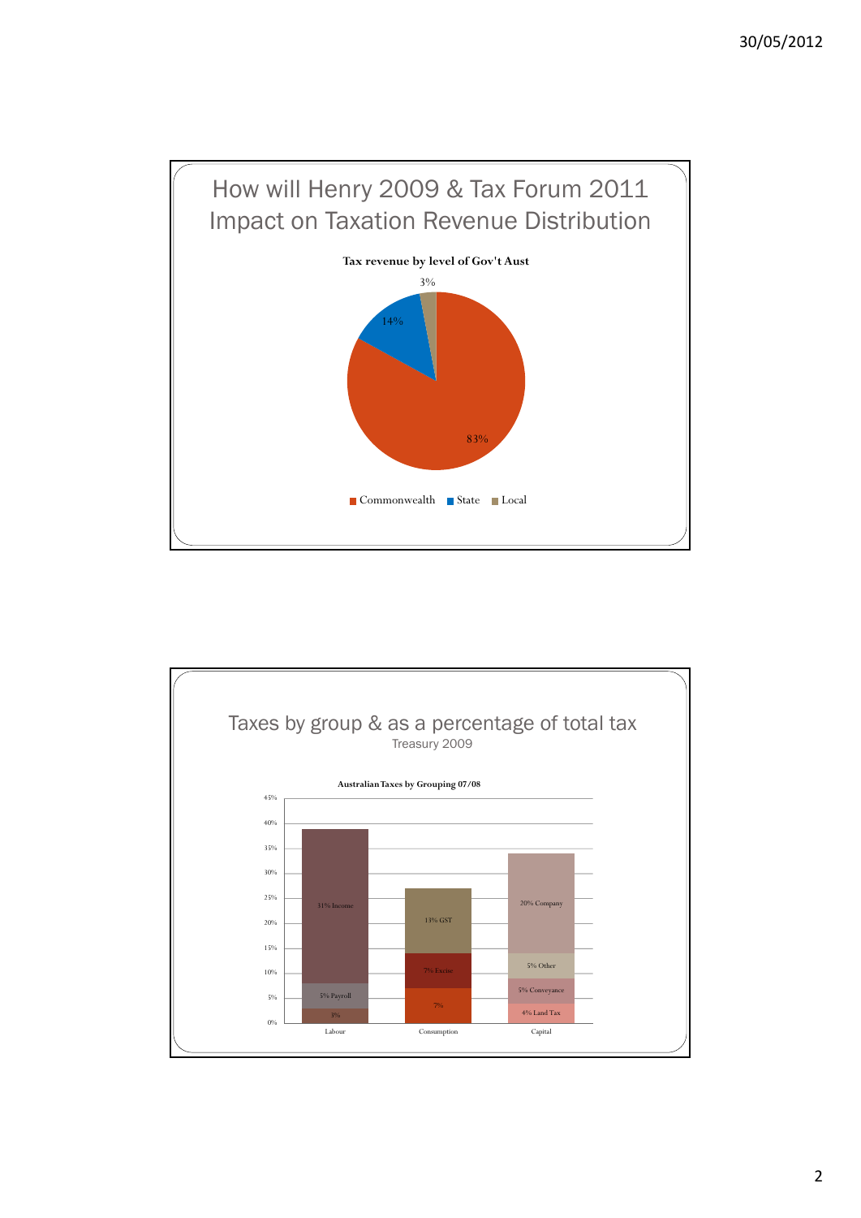## How will Henry 2009 & Tax Forum 2011 Impact on Taxation Revenue Distribution

**Tax revenue by level of Gov't Aust**

| Level | Share |
| --- | --- |
| Commonwealth | 83% |
| State | 14% |
| Local | 3% |

## Taxes by group & as a percentage of total tax

Treasury 2009

**Australian Taxes by Grouping 07/08**

| Group | Components |
| --- | --- |
| Labour | 3%, 5% Payroll, 31% Income |
| Consumption | 7%, 7% Excise, 13% GST |
| Capital | 4% Land Tax, 5% Conveyance, 5% Other, 20% Company |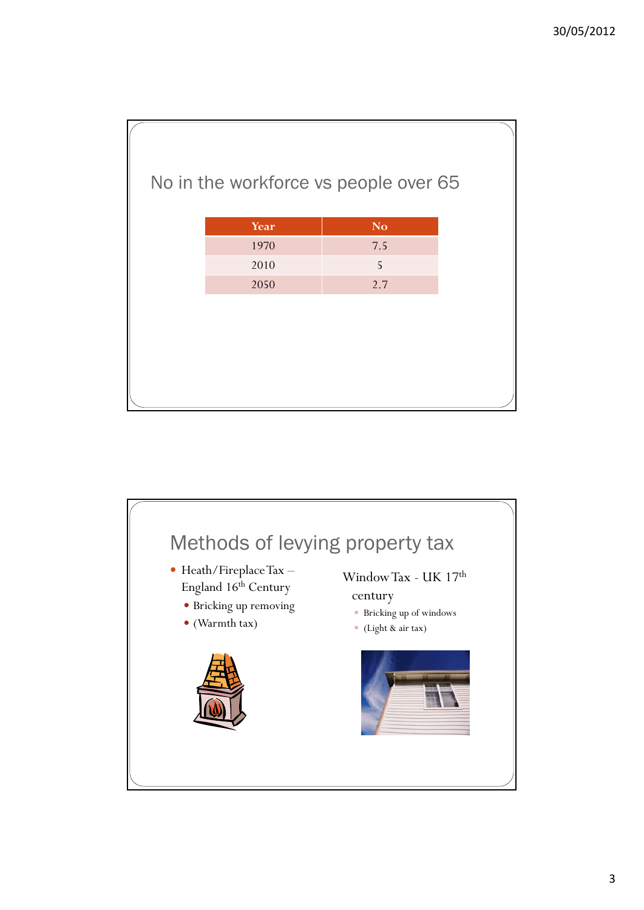## No in the workforce vs people over 65

| Year | No |
|---|---|
| 1970 | 7.5 |
| 2010 | 5 |
| 2050 | 2.7 |

## Methods of levying property tax

- Heath/Fireplace Tax – England 16th Century
  - Bricking up removing
  - (Warmth tax)

Window Tax - UK 17th century

- Bricking up of windows
- (Light & air tax)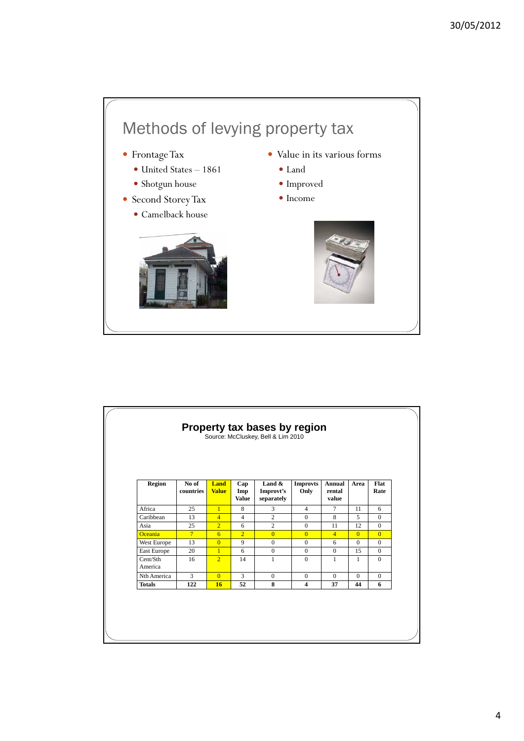## Methods of levying property tax

- Frontage Tax
  - United States – 1861
  - Shotgun house
- Second Storey Tax
  - Camelback house
- Value in its various forms
  - Land
  - Improved
  - Income

## Property tax bases by region

Source: McCluskey, Bell & Lim 2010

| Region | No of countries | Land Value | Cap Imp Value | Land & Improvt's separately | Improvts Only | Annual rental value | Area | Flat Rate |
|---|---|---|---|---|---|---|---|---|
| Africa | 25 | 1 | 8 | 3 | 4 | 7 | 11 | 6 |
| Caribbean | 13 | 4 | 4 | 2 | 0 | 8 | 5 | 0 |
| Asia | 25 | 2 | 6 | 2 | 0 | 11 | 12 | 0 |
| Oceania | 7 | 6 | 2 | 0 | 0 | 4 | 0 | 0 |
| West Europe | 13 | 0 | 9 | 0 | 0 | 6 | 0 | 0 |
| East Europe | 20 | 1 | 6 | 0 | 0 | 0 | 15 | 0 |
| Cent/Sth America | 16 | 2 | 14 | 1 | 0 | 1 | 1 | 0 |
| Nth America | 3 | 0 | 3 | 0 | 0 | 0 | 0 | 0 |
| **Totals** | **122** | **16** | **52** | **8** | **4** | **37** | **44** | **6** |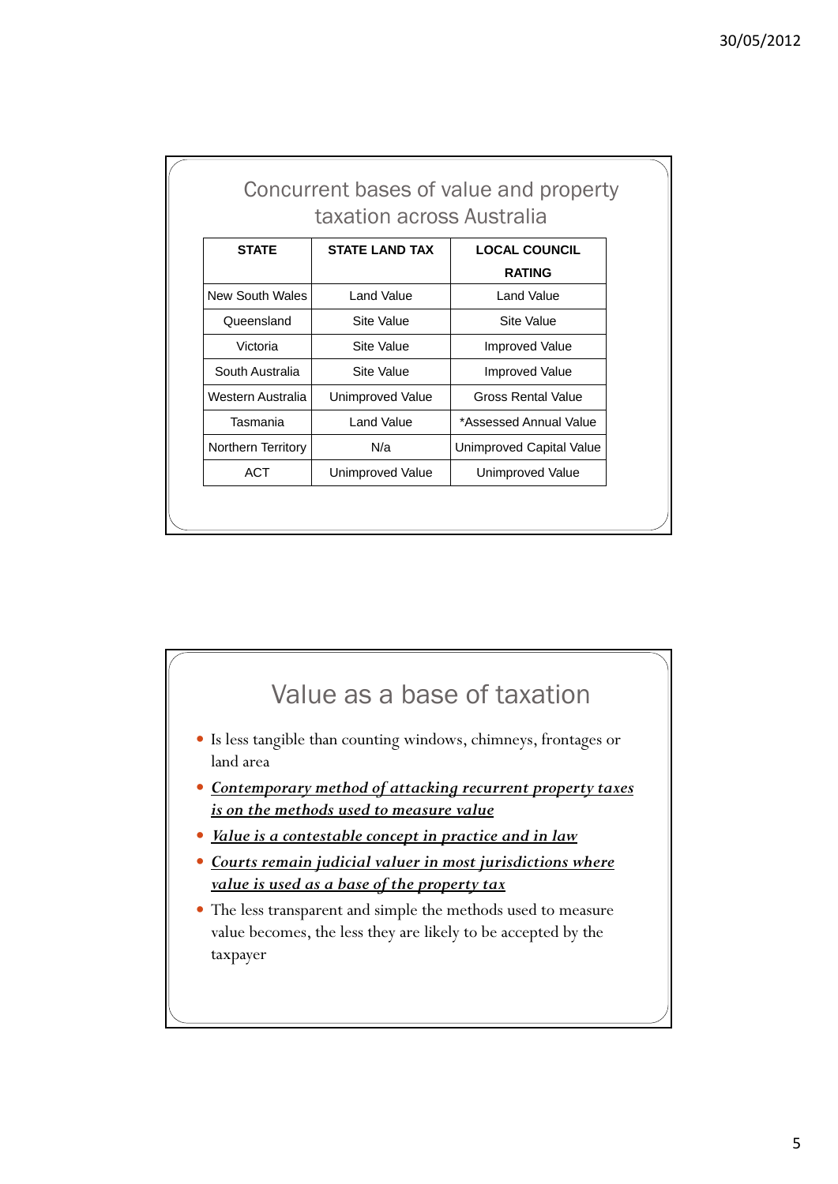## Concurrent bases of value and property taxation across Australia

| STATE | STATE LAND TAX | LOCAL COUNCIL RATING |
|---|---|---|
| New South Wales | Land Value | Land Value |
| Queensland | Site Value | Site Value |
| Victoria | Site Value | Improved Value |
| South Australia | Site Value | Improved Value |
| Western Australia | Unimproved Value | Gross Rental Value |
| Tasmania | Land Value | *Assessed Annual Value |
| Northern Territory | N/a | Unimproved Capital Value |
| ACT | Unimproved Value | Unimproved Value |

## Value as a base of taxation

- Is less tangible than counting windows, chimneys, frontages or land area
- ***Contemporary method of attacking recurrent property taxes is on the methods used to measure value***
- ***Value is a contestable concept in practice and in law***
- ***Courts remain judicial valuer in most jurisdictions where value is used as a base of the property tax***
- The less transparent and simple the methods used to measure value becomes, the less they are likely to be accepted by the taxpayer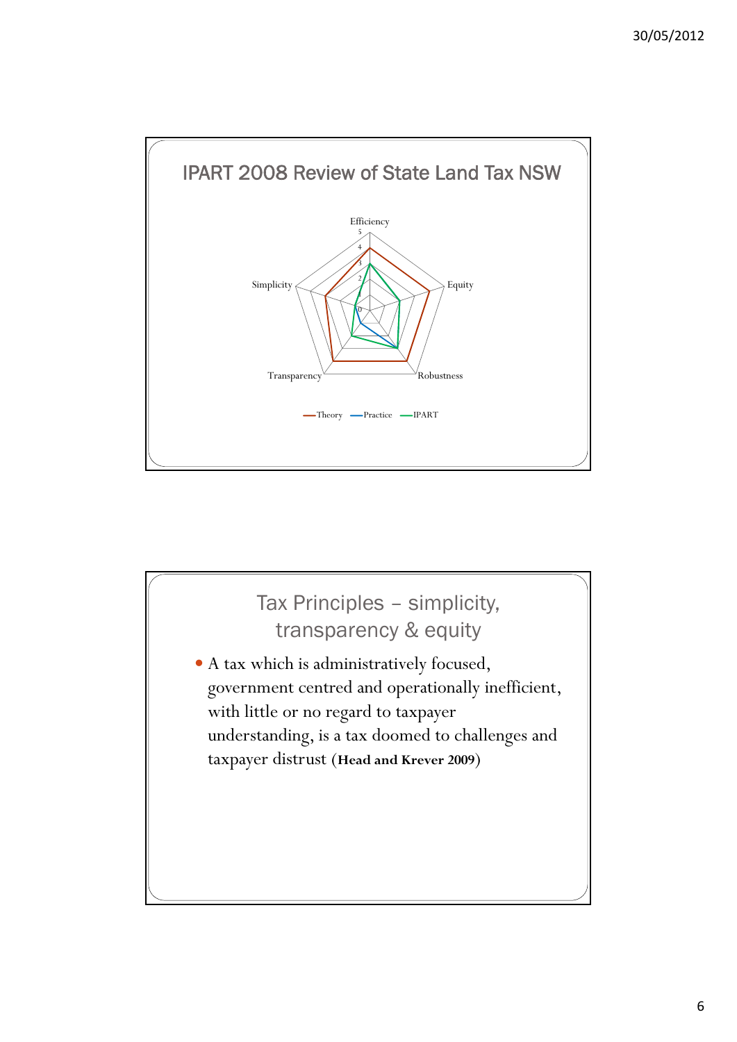## IPART 2008 Review of State Land Tax NSW

Efficiency

Equity

Robustness

Transparency

Simplicity

—Theory —Practice —IPART

## Tax Principles – simplicity, transparency & equity

- A tax which is administratively focused, government centred and operationally inefficient, with little or no regard to taxpayer understanding, is a tax doomed to challenges and taxpayer distrust (**Head and Krever 2009**)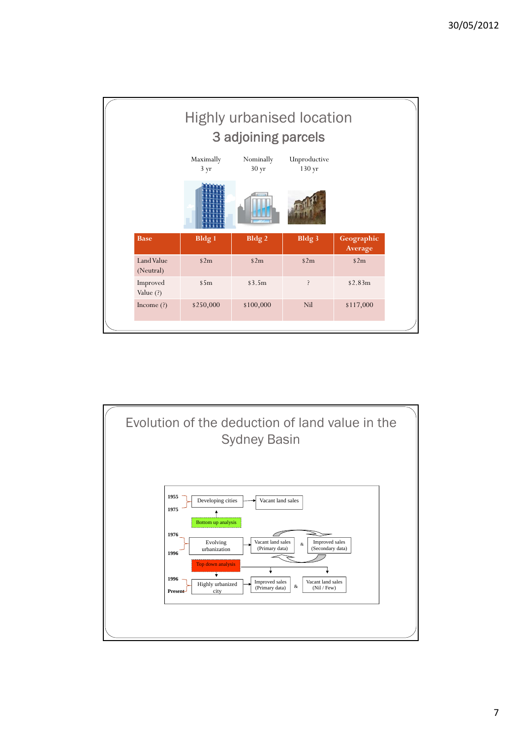## Highly urbanised location

### 3 adjoining parcels

| | Maximally 3 yr | Nominally 30 yr | Unproductive 130 yr | |
|---|---|---|---|---|
| **Base** | **Bldg 1** | **Bldg 2** | **Bldg 3** | **Geographic Average** |
| Land Value (Neutral) | $2m | $2m | $2m | $2m |
| Improved Value (?) | $5m | $3.5m | ? | $2.83m |
| Income (?) | $250,000 | $100,000 | Nil | $117,000 |

## Evolution of the deduction of land value in the Sydney Basin

- **1955–1975**: Developing cities → Vacant land sales
  - Bottom up analysis
- **1976–1996**: Evolving urbanization → Vacant land sales (Primary data) & Improved sales (Secondary data)
  - Top down analysis
- **1996–Present**: Highly urbanized city → Improved sales (Primary data) & Vacant land sales (Nil / Few)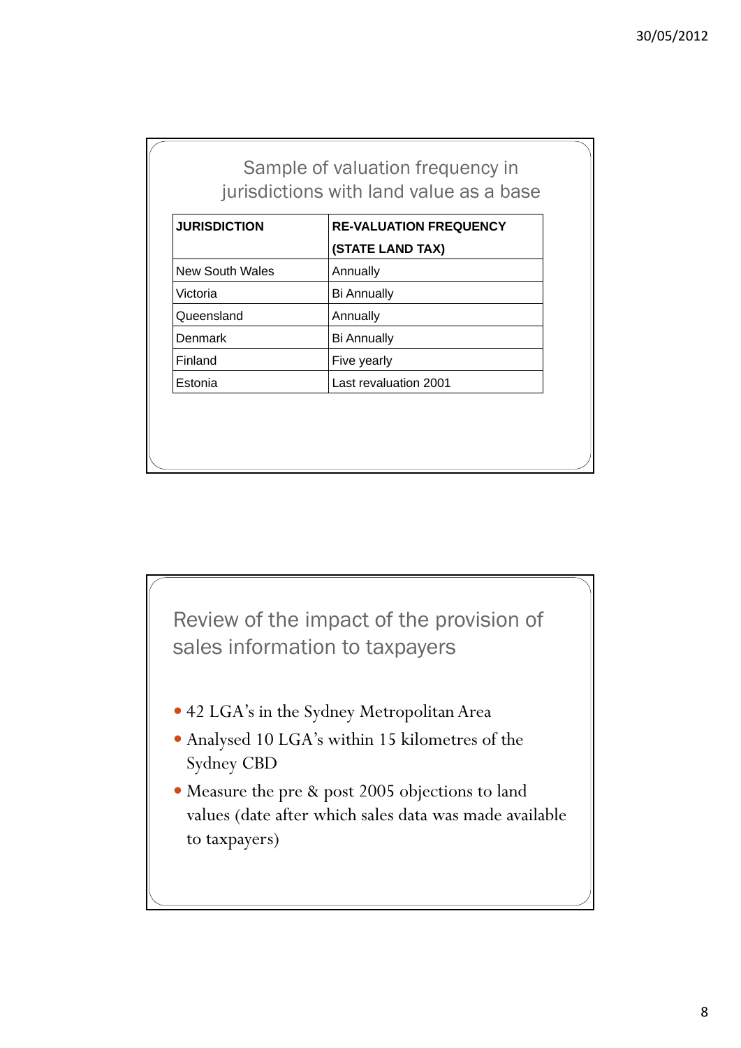## Sample of valuation frequency in jurisdictions with land value as a base

| JURISDICTION | RE-VALUATION FREQUENCY (STATE LAND TAX) |
|---|---|
| New South Wales | Annually |
| Victoria | Bi Annually |
| Queensland | Annually |
| Denmark | Bi Annually |
| Finland | Five yearly |
| Estonia | Last revaluation 2001 |

## Review of the impact of the provision of sales information to taxpayers

- 42 LGA's in the Sydney Metropolitan Area
- Analysed 10 LGA's within 15 kilometres of the Sydney CBD
- Measure the pre & post 2005 objections to land values (date after which sales data was made available to taxpayers)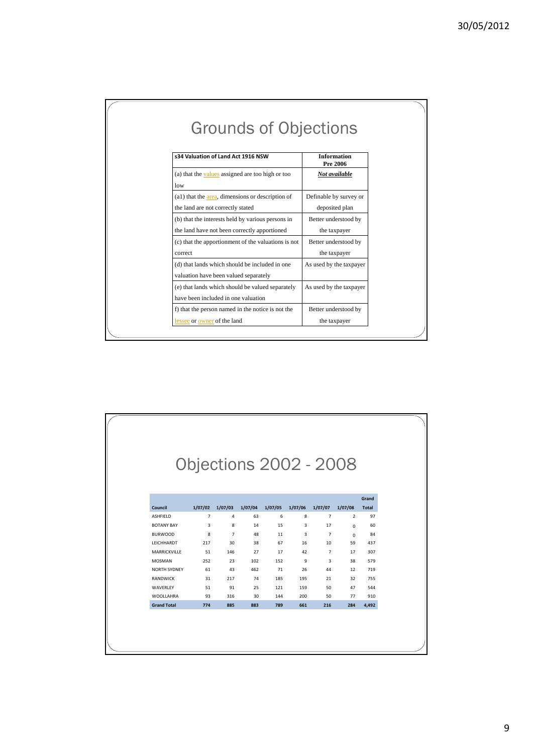# Grounds of Objections

| s34 Valuation of Land Act 1916 NSW | Information Pre 2006 |
|---|---|
| (a) that the values assigned are too high or too low | ***Not available*** |
| (a1) that the area, dimensions or description of the land are not correctly stated | Definable by survey or deposited plan |
| (b) that the interests held by various persons in the land have not been correctly apportioned | Better understood by the taxpayer |
| (c) that the apportionment of the valuations is not correct | Better understood by the taxpayer |
| (d) that lands which should be included in one valuation have been valued separately | As used by the taxpayer |
| (e) that lands which should be valued separately have been included in one valuation | As used by the taxpayer |
| f) that the person named in the notice is not the lessee or owner of the land | Better understood by the taxpayer |

# Objections 2002 - 2008

| Council | 1/07/02 | 1/07/03 | 1/07/04 | 1/07/05 | 1/07/06 | 1/07/07 | 1/07/08 | Grand Total |
|---|---|---|---|---|---|---|---|---|
| ASHFIELD | 7 | 4 | 63 | 6 | 8 | 7 | 2 | 97 |
| BOTANY BAY | 3 | 8 | 14 | 15 | 3 | 17 | 0 | 60 |
| BURWOOD | 8 | 7 | 48 | 11 | 3 | 7 | 0 | 84 |
| LEICHHARDT | 217 | 30 | 38 | 67 | 16 | 10 | 59 | 437 |
| MARRICKVILLE | 51 | 146 | 27 | 17 | 42 | 7 | 17 | 307 |
| MOSMAN | 252 | 23 | 102 | 152 | 9 | 3 | 38 | 579 |
| NORTH SYDNEY | 61 | 43 | 462 | 71 | 26 | 44 | 12 | 719 |
| RANDWICK | 31 | 217 | 74 | 185 | 195 | 21 | 32 | 755 |
| WAVERLEY | 51 | 91 | 25 | 121 | 159 | 50 | 47 | 544 |
| WOOLLAHRA | 93 | 316 | 30 | 144 | 200 | 50 | 77 | 910 |
| **Grand Total** | **774** | **885** | **883** | **789** | **661** | **216** | **284** | **4,492** |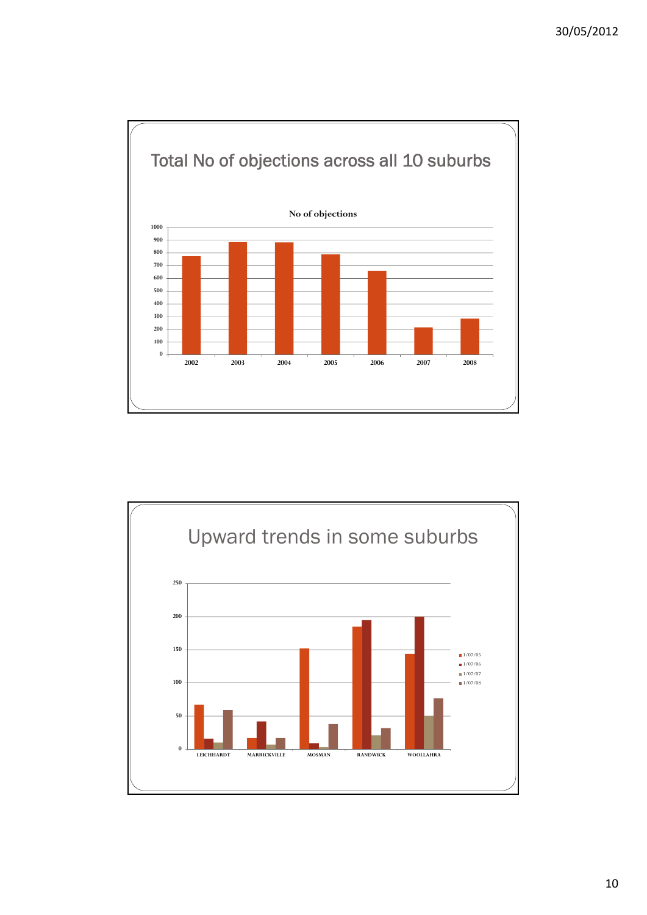## Total No of objections across all 10 suburbs

**No of objections**

| Year | No of objections |
|---|---|
| 2002 | ~770 |
| 2003 | ~880 |
| 2004 | ~880 |
| 2005 | ~785 |
| 2006 | ~655 |
| 2007 | ~210 |
| 2008 | ~280 |

## Upward trends in some suburbs

| Suburb | 1/07/05 | 1/07/06 | 1/07/07 | 1/07/08 |
|---|---|---|---|---|
| LEICHHARDT | ~66 | ~15 | ~10 | ~58 |
| MARRICKVILLE | ~16 | ~41 | ~7 | ~16 |
| MOSMAN | ~151 | ~9 | ~3 | ~37 |
| RANDWICK | ~184 | ~194 | ~20 | ~31 |
| WOOLLAHRA | ~143 | ~199 | ~50 | ~76 |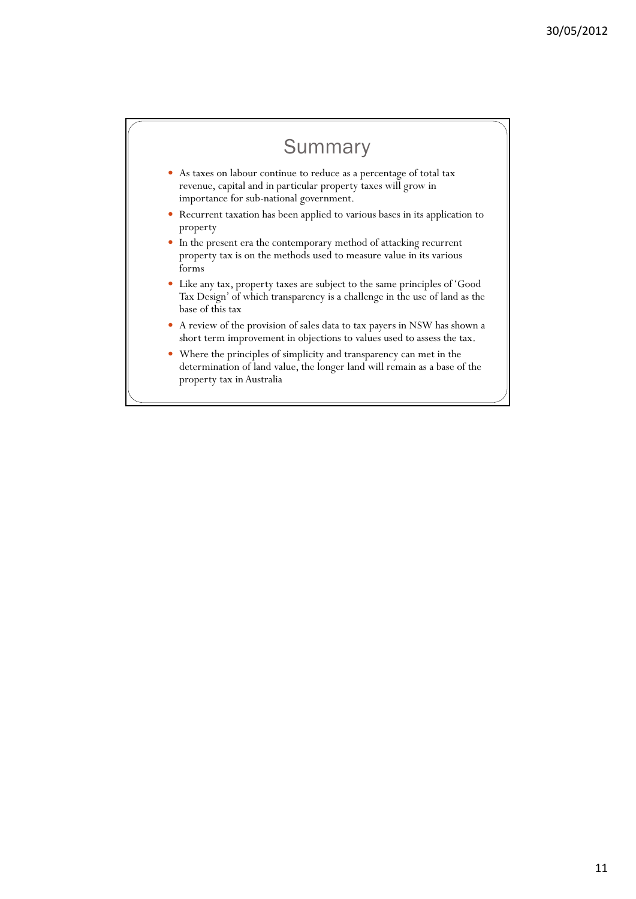# Summary

- As taxes on labour continue to reduce as a percentage of total tax revenue, capital and in particular property taxes will grow in importance for sub-national government.
- Recurrent taxation has been applied to various bases in its application to property
- In the present era the contemporary method of attacking recurrent property tax is on the methods used to measure value in its various forms
- Like any tax, property taxes are subject to the same principles of 'Good Tax Design' of which transparency is a challenge in the use of land as the base of this tax
- A review of the provision of sales data to tax payers in NSW has shown a short term improvement in objections to values used to assess the tax.
- Where the principles of simplicity and transparency can met in the determination of land value, the longer land will remain as a base of the property tax in Australia